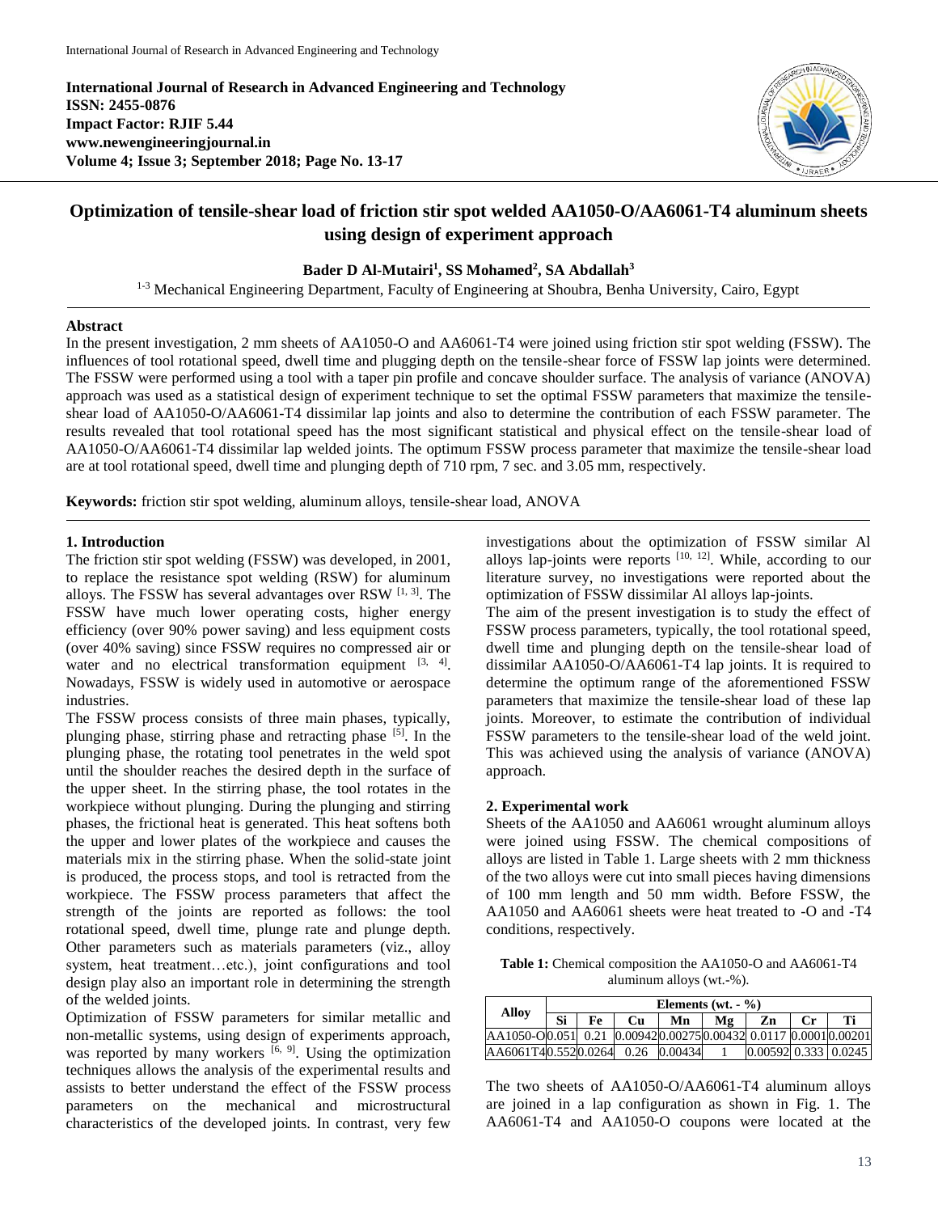International Journal of Research in Advanced Engineering and Technology

**International Journal of Research in Advanced Engineering and Technology**
**ISSN: 2455-0876**
**Impact Factor: RJIF 5.44**
**www.newengineeringjournal.in**
**Volume 4; Issue 3; September 2018; Page No. 13-17**

# Optimization of tensile-shear load of friction stir spot welded AA1050-O/AA6061-T4 aluminum sheets using design of experiment approach

**Bader D Al-Mutairi[1], SS Mohamed[2], SA Abdallah[3]**

[1-3] Mechanical Engineering Department, Faculty of Engineering at Shoubra, Benha University, Cairo, Egypt

## Abstract

In the present investigation, 2 mm sheets of AA1050-O and AA6061-T4 were joined using friction stir spot welding (FSSW). The influences of tool rotational speed, dwell time and plugging depth on the tensile-shear force of FSSW lap joints were determined. The FSSW were performed using a tool with a taper pin profile and concave shoulder surface. The analysis of variance (ANOVA) approach was used as a statistical design of experiment technique to set the optimal FSSW parameters that maximize the tensile-shear load of AA1050-O/AA6061-T4 dissimilar lap joints and also to determine the contribution of each FSSW parameter. The results revealed that tool rotational speed has the most significant statistical and physical effect on the tensile-shear load of AA1050-O/AA6061-T4 dissimilar lap welded joints. The optimum FSSW process parameter that maximize the tensile-shear load are at tool rotational speed, dwell time and plunging depth of 710 rpm, 7 sec. and 3.05 mm, respectively.

**Keywords:** friction stir spot welding, aluminum alloys, tensile-shear load, ANOVA

## 1. Introduction

The friction stir spot welding (FSSW) was developed, in 2001, to replace the resistance spot welding (RSW) for aluminum alloys. The FSSW has several advantages over RSW [1, 3]. The FSSW have much lower operating costs, higher energy efficiency (over 90% power saving) and less equipment costs (over 40% saving) since FSSW requires no compressed air or water and no electrical transformation equipment [3, 4]. Nowadays, FSSW is widely used in automotive or aerospace industries.

The FSSW process consists of three main phases, typically, plunging phase, stirring phase and retracting phase [5]. In the plunging phase, the rotating tool penetrates in the weld spot until the shoulder reaches the desired depth in the surface of the upper sheet. In the stirring phase, the tool rotates in the workpiece without plunging. During the plunging and stirring phases, the frictional heat is generated. This heat softens both the upper and lower plates of the workpiece and causes the materials mix in the stirring phase. When the solid-state joint is produced, the process stops, and tool is retracted from the workpiece. The FSSW process parameters that affect the strength of the joints are reported as follows: the tool rotational speed, dwell time, plunge rate and plunge depth. Other parameters such as materials parameters (viz., alloy system, heat treatment…etc.), joint configurations and tool design play also an important role in determining the strength of the welded joints.

Optimization of FSSW parameters for similar metallic and non-metallic systems, using design of experiments approach, was reported by many workers [6, 9]. Using the optimization techniques allows the analysis of the experimental results and assists to better understand the effect of the FSSW process parameters on the mechanical and microstructural characteristics of the developed joints. In contrast, very few investigations about the optimization of FSSW similar Al alloys lap-joints were reports [10, 12]. While, according to our literature survey, no investigations were reported about the optimization of FSSW dissimilar Al alloys lap-joints.

The aim of the present investigation is to study the effect of FSSW process parameters, typically, the tool rotational speed, dwell time and plunging depth on the tensile-shear load of dissimilar AA1050-O/AA6061-T4 lap joints. It is required to determine the optimum range of the aforementioned FSSW parameters that maximize the tensile-shear load of these lap joints. Moreover, to estimate the contribution of individual FSSW parameters to the tensile-shear load of the weld joint. This was achieved using the analysis of variance (ANOVA) approach.

## 2. Experimental work

Sheets of the AA1050 and AA6061 wrought aluminum alloys were joined using FSSW. The chemical compositions of alloys are listed in Table 1. Large sheets with 2 mm thickness of the two alloys were cut into small pieces having dimensions of 100 mm length and 50 mm width. Before FSSW, the AA1050 and AA6061 sheets were heat treated to -O and -T4 conditions, respectively.

**Table 1:** Chemical composition the AA1050-O and AA6061-T4 aluminum alloys (wt.-%).

| Alloy | Elements (wt. - %) | | | | | | | |
|---|---|---|---|---|---|---|---|---|
| | Si | Fe | Cu | Mn | Mg | Zn | Cr | Ti |
| AA1050-O | 0.051 | 0.21 | 0.00942 | 0.00275 | 0.00432 | 0.0117 | 0.0001 | 0.00201 |
| AA6061T4 | 0.552 | 0.0264 | 0.26 | 0.00434 | 1 | 0.00592 | 0.333 | 0.0245 |

The two sheets of AA1050-O/AA6061-T4 aluminum alloys are joined in a lap configuration as shown in Fig. 1. The AA6061-T4 and AA1050-O coupons were located at the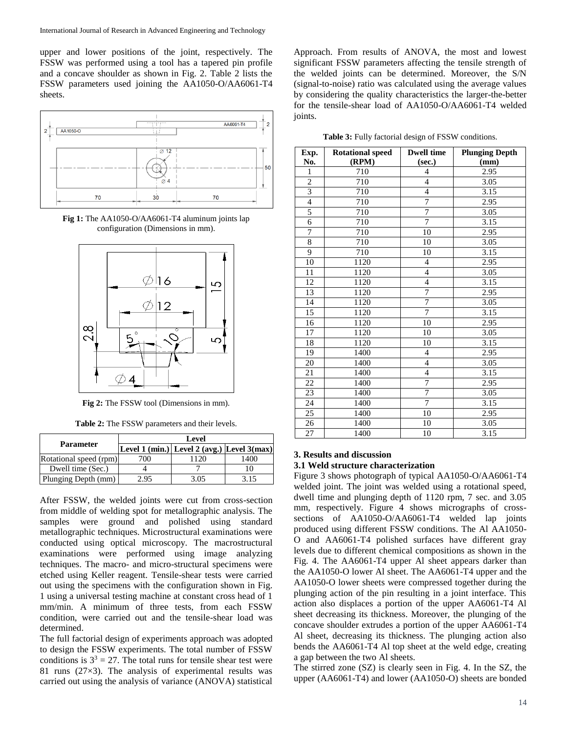upper and lower positions of the joint, respectively. The FSSW was performed using a tool has a tapered pin profile and a concave shoulder as shown in Fig. 2. Table 2 lists the FSSW parameters used joining the AA1050-O/AA6061-T4 sheets.

**Fig 1:** The AA1050-O/AA6061-T4 aluminum joints lap configuration (Dimensions in mm).

**Fig 2:** The FSSW tool (Dimensions in mm).

**Table 2:** The FSSW parameters and their levels.

| Parameter | Level | | |
|---|---|---|---|
| | Level 1 (min.) | Level 2 (avg.) | Level 3(max) |
| Rotational speed (rpm) | 700 | 1120 | 1400 |
| Dwell time (Sec.) | 4 | 7 | 10 |
| Plunging Depth (mm) | 2.95 | 3.05 | 3.15 |

After FSSW, the welded joints were cut from cross-section from middle of welding spot for metallographic analysis. The samples were ground and polished using standard metallographic techniques. Microstructural examinations were conducted using optical microscopy. The macrostructural examinations were performed using image analyzing techniques. The macro- and micro-structural specimens were etched using Keller reagent. Tensile-shear tests were carried out using the specimens with the configuration shown in Fig. 1 using a universal testing machine at constant cross head of 1 mm/min. A minimum of three tests, from each FSSW condition, were carried out and the tensile-shear load was determined.

The full factorial design of experiments approach was adopted to design the FSSW experiments. The total number of FSSW conditions is $3^3 = 27$. The total runs for tensile shear test were 81 runs (27×3). The analysis of experimental results was carried out using the analysis of variance (ANOVA) statistical Approach. From results of ANOVA, the most and lowest significant FSSW parameters affecting the tensile strength of the welded joints can be determined. Moreover, the S/N (signal-to-noise) ratio was calculated using the average values by considering the quality characteristics the larger-the-better for the tensile-shear load of AA1050-O/AA6061-T4 welded joints.

**Table 3:** Fully factorial design of FSSW conditions.

| Exp. No. | Rotational speed (RPM) | Dwell time (sec.) | Plunging Depth (mm) |
|---|---|---|---|
| 1 | 710 | 4 | 2.95 |
| 2 | 710 | 4 | 3.05 |
| 3 | 710 | 4 | 3.15 |
| 4 | 710 | 7 | 2.95 |
| 5 | 710 | 7 | 3.05 |
| 6 | 710 | 7 | 3.15 |
| 7 | 710 | 10 | 2.95 |
| 8 | 710 | 10 | 3.05 |
| 9 | 710 | 10 | 3.15 |
| 10 | 1120 | 4 | 2.95 |
| 11 | 1120 | 4 | 3.05 |
| 12 | 1120 | 4 | 3.15 |
| 13 | 1120 | 7 | 2.95 |
| 14 | 1120 | 7 | 3.05 |
| 15 | 1120 | 7 | 3.15 |
| 16 | 1120 | 10 | 2.95 |
| 17 | 1120 | 10 | 3.05 |
| 18 | 1120 | 10 | 3.15 |
| 19 | 1400 | 4 | 2.95 |
| 20 | 1400 | 4 | 3.05 |
| 21 | 1400 | 4 | 3.15 |
| 22 | 1400 | 7 | 2.95 |
| 23 | 1400 | 7 | 3.05 |
| 24 | 1400 | 7 | 3.15 |
| 25 | 1400 | 10 | 2.95 |
| 26 | 1400 | 10 | 3.05 |
| 27 | 1400 | 10 | 3.15 |

## 3. Results and discussion

### 3.1 Weld structure characterization

Figure 3 shows photograph of typical AA1050-O/AA6061-T4 welded joint. The joint was welded using a rotational speed, dwell time and plunging depth of 1120 rpm, 7 sec. and 3.05 mm, respectively. Figure 4 shows micrographs of cross-sections of AA1050-O/AA6061-T4 welded lap joints produced using different FSSW conditions. The Al AA1050-O and AA6061-T4 polished surfaces have different gray levels due to different chemical compositions as shown in the Fig. 4. The AA6061-T4 upper Al sheet appears darker than the AA1050-O lower Al sheet. The AA6061-T4 upper and the AA1050-O lower sheets were compressed together during the plunging action of the pin resulting in a joint interface. This action also displaces a portion of the upper AA6061-T4 Al sheet decreasing its thickness. Moreover, the plunging of the concave shoulder extrudes a portion of the upper AA6061-T4 Al sheet, decreasing its thickness. The plunging action also bends the AA6061-T4 Al top sheet at the weld edge, creating a gap between the two Al sheets.

The stirred zone (SZ) is clearly seen in Fig. 4. In the SZ, the upper (AA6061-T4) and lower (AA1050-O) sheets are bonded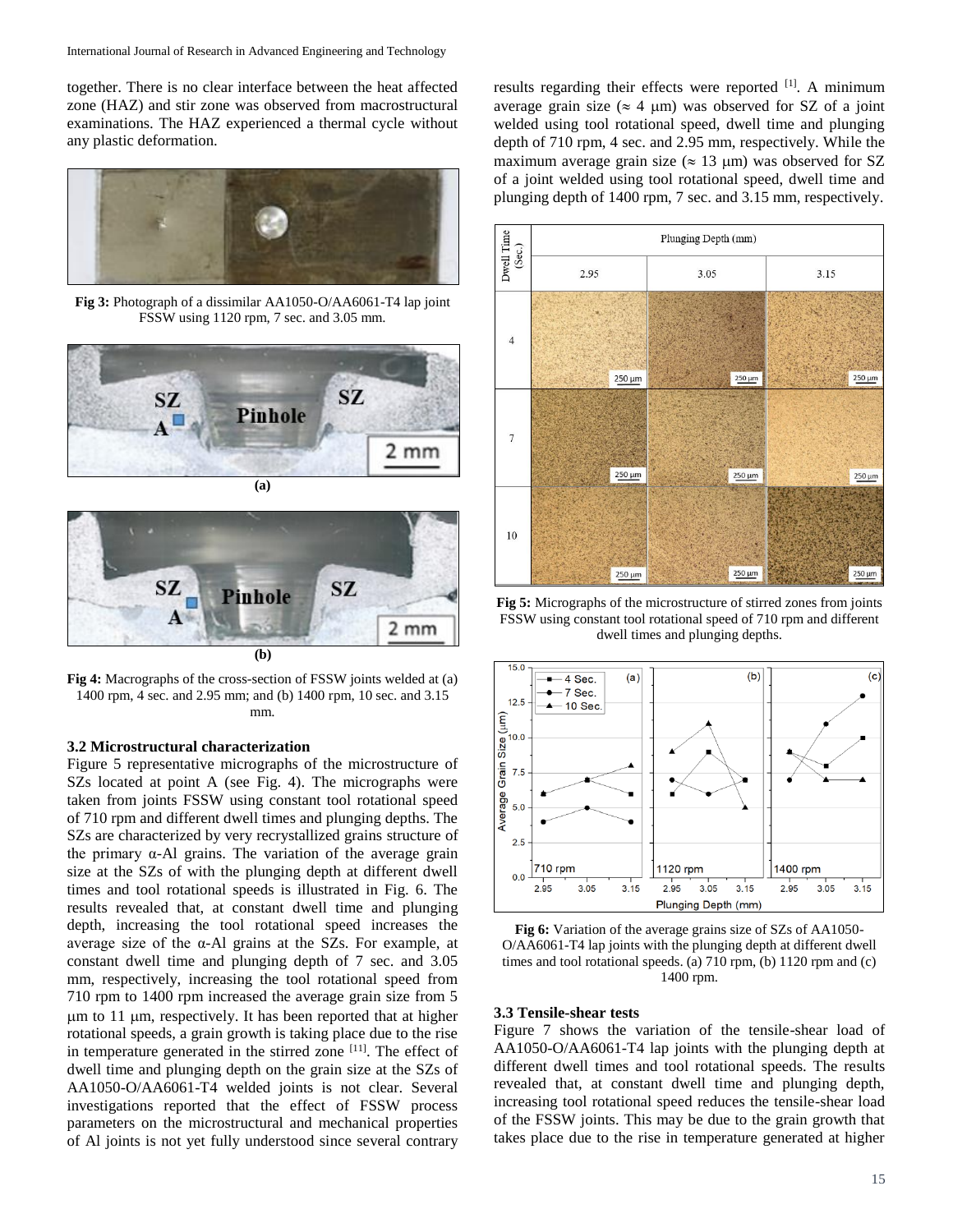together. There is no clear interface between the heat affected zone (HAZ) and stir zone was observed from macrostructural examinations. The HAZ experienced a thermal cycle without any plastic deformation.

**Fig 3:** Photograph of a dissimilar AA1050-O/AA6061-T4 lap joint FSSW using 1120 rpm, 7 sec. and 3.05 mm.

**Fig 4:** Macrographs of the cross-section of FSSW joints welded at (a) 1400 rpm, 4 sec. and 2.95 mm; and (b) 1400 rpm, 10 sec. and 3.15 mm.

### 3.2 Microstructural characterization

Figure 5 representative micrographs of the microstructure of SZs located at point A (see Fig. 4). The micrographs were taken from joints FSSW using constant tool rotational speed of 710 rpm and different dwell times and plunging depths. The SZs are characterized by very recrystallized grains structure of the primary α-Al grains. The variation of the average grain size at the SZs of with the plunging depth at different dwell times and tool rotational speeds is illustrated in Fig. 6. The results revealed that, at constant dwell time and plunging depth, increasing the tool rotational speed increases the average size of the α-Al grains at the SZs. For example, at constant dwell time and plunging depth of 7 sec. and 3.05 mm, respectively, increasing the tool rotational speed from 710 rpm to 1400 rpm increased the average grain size from 5 μm to 11 μm, respectively. It has been reported that at higher rotational speeds, a grain growth is taking place due to the rise in temperature generated in the stirred zone [11]. The effect of dwell time and plunging depth on the grain size at the SZs of AA1050-O/AA6061-T4 welded joints is not clear. Several investigations reported that the effect of FSSW process parameters on the microstructural and mechanical properties of Al joints is not yet fully understood since several contrary results regarding their effects were reported [1]. A minimum average grain size (≈ 4 μm) was observed for SZ of a joint welded using tool rotational speed, dwell time and plunging depth of 710 rpm, 4 sec. and 2.95 mm, respectively. While the maximum average grain size (≈ 13 μm) was observed for SZ of a joint welded using tool rotational speed, dwell time and plunging depth of 1400 rpm, 7 sec. and 3.15 mm, respectively.

**Fig 5:** Micrographs of the microstructure of stirred zones from joints FSSW using constant tool rotational speed of 710 rpm and different dwell times and plunging depths.

**Fig 6:** Variation of the average grains size of SZs of AA1050-O/AA6061-T4 lap joints with the plunging depth at different dwell times and tool rotational speeds. (a) 710 rpm, (b) 1120 rpm and (c) 1400 rpm.

### 3.3 Tensile-shear tests

Figure 7 shows the variation of the tensile-shear load of AA1050-O/AA6061-T4 lap joints with the plunging depth at different dwell times and tool rotational speeds. The results revealed that, at constant dwell time and plunging depth, increasing tool rotational speed reduces the tensile-shear load of the FSSW joints. This may be due to the grain growth that takes place due to the rise in temperature generated at higher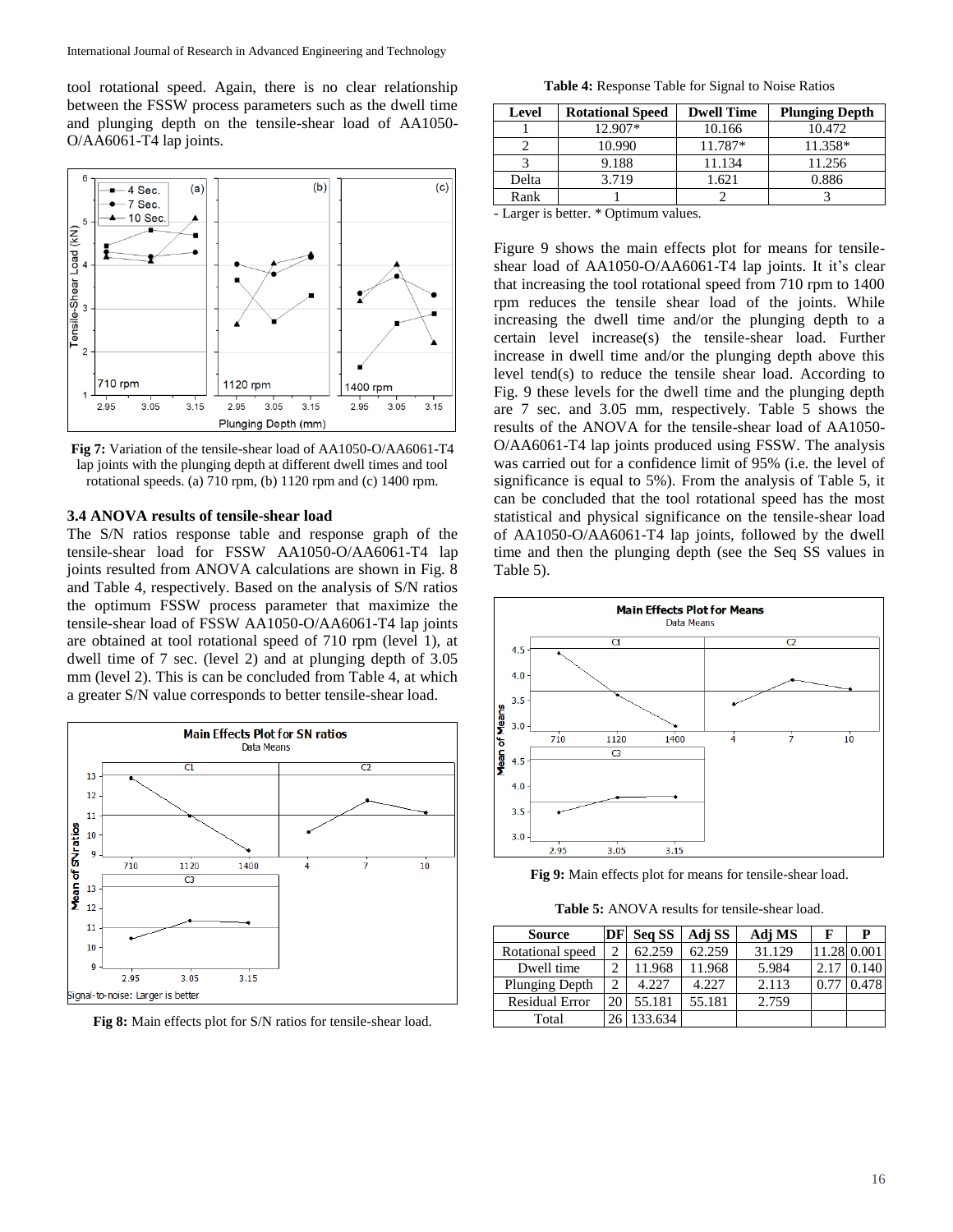tool rotational speed. Again, there is no clear relationship between the FSSW process parameters such as the dwell time and plunging depth on the tensile-shear load of AA1050-O/AA6061-T4 lap joints.

**Fig 7:** Variation of the tensile-shear load of AA1050-O/AA6061-T4 lap joints with the plunging depth at different dwell times and tool rotational speeds. (a) 710 rpm, (b) 1120 rpm and (c) 1400 rpm.

### 3.4 ANOVA results of tensile-shear load

The S/N ratios response table and response graph of the tensile-shear load for FSSW AA1050-O/AA6061-T4 lap joints resulted from ANOVA calculations are shown in Fig. 8 and Table 4, respectively. Based on the analysis of S/N ratios the optimum FSSW process parameter that maximize the tensile-shear load of FSSW AA1050-O/AA6061-T4 lap joints are obtained at tool rotational speed of 710 rpm (level 1), at dwell time of 7 sec. (level 2) and at plunging depth of 3.05 mm (level 2). This is can be concluded from Table 4, at which a greater S/N value corresponds to better tensile-shear load.

**Fig 8:** Main effects plot for S/N ratios for tensile-shear load.

**Table 4:** Response Table for Signal to Noise Ratios

| Level | Rotational Speed | Dwell Time | Plunging Depth |
|---|---|---|---|
| 1 | 12.907* | 10.166 | 10.472 |
| 2 | 10.990 | 11.787* | 11.358* |
| 3 | 9.188 | 11.134 | 11.256 |
| Delta | 3.719 | 1.621 | 0.886 |
| Rank | 1 | 2 | 3 |

- Larger is better. * Optimum values.

Figure 9 shows the main effects plot for means for tensile-shear load of AA1050-O/AA6061-T4 lap joints. It it's clear that increasing the tool rotational speed from 710 rpm to 1400 rpm reduces the tensile shear load of the joints. While increasing the dwell time and/or the plunging depth to a certain level increase(s) the tensile-shear load. Further increase in dwell time and/or the plunging depth above this level tend(s) to reduce the tensile shear load. According to Fig. 9 these levels for the dwell time and the plunging depth are 7 sec. and 3.05 mm, respectively. Table 5 shows the results of the ANOVA for the tensile-shear load of AA1050-O/AA6061-T4 lap joints produced using FSSW. The analysis was carried out for a confidence limit of 95% (i.e. the level of significance is equal to 5%). From the analysis of Table 5, it can be concluded that the tool rotational speed has the most statistical and physical significance on the tensile-shear load of AA1050-O/AA6061-T4 lap joints, followed by the dwell time and then the plunging depth (see the Seq SS values in Table 5).

**Fig 9:** Main effects plot for means for tensile-shear load.

**Table 5:** ANOVA results for tensile-shear load.

| Source | DF | Seq SS | Adj SS | Adj MS | F | P |
|---|---|---|---|---|---|---|
| Rotational speed | 2 | 62.259 | 62.259 | 31.129 | 11.28 | 0.001 |
| Dwell time | 2 | 11.968 | 11.968 | 5.984 | 2.17 | 0.140 |
| Plunging Depth | 2 | 4.227 | 4.227 | 2.113 | 0.77 | 0.478 |
| Residual Error | 20 | 55.181 | 55.181 | 2.759 | | |
| Total | 26 | 133.634 | | | | |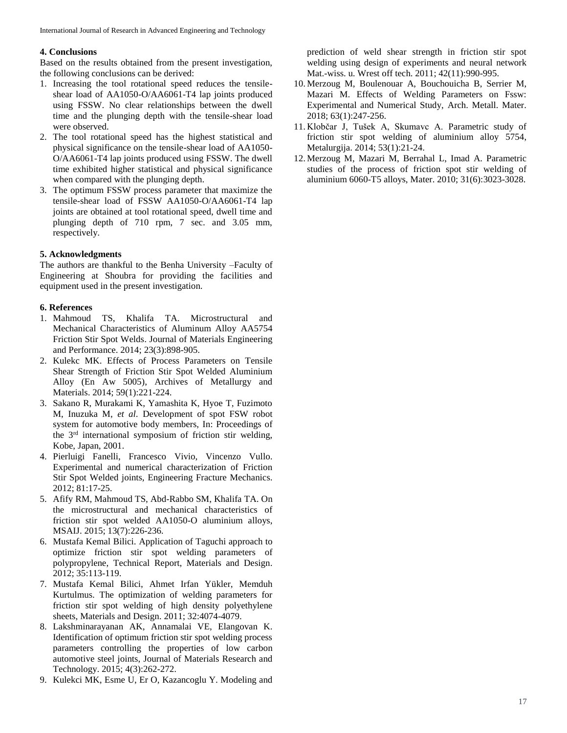## 4. Conclusions

Based on the results obtained from the present investigation, the following conclusions can be derived:

1. Increasing the tool rotational speed reduces the tensile-shear load of AA1050-O/AA6061-T4 lap joints produced using FSSW. No clear relationships between the dwell time and the plunging depth with the tensile-shear load were observed.
2. The tool rotational speed has the highest statistical and physical significance on the tensile-shear load of AA1050-O/AA6061-T4 lap joints produced using FSSW. The dwell time exhibited higher statistical and physical significance when compared with the plunging depth.
3. The optimum FSSW process parameter that maximize the tensile-shear load of FSSW AA1050-O/AA6061-T4 lap joints are obtained at tool rotational speed, dwell time and plunging depth of 710 rpm, 7 sec. and 3.05 mm, respectively.

## 5. Acknowledgments

The authors are thankful to the Benha University –Faculty of Engineering at Shoubra for providing the facilities and equipment used in the present investigation.

## 6. References

1. Mahmoud TS, Khalifa TA. Microstructural and Mechanical Characteristics of Aluminum Alloy AA5754 Friction Stir Spot Welds. Journal of Materials Engineering and Performance. 2014; 23(3):898-905.
2. Kulekc MK. Effects of Process Parameters on Tensile Shear Strength of Friction Stir Spot Welded Aluminium Alloy (En Aw 5005), Archives of Metallurgy and Materials. 2014; 59(1):221-224.
3. Sakano R, Murakami K, Yamashita K, Hyoe T, Fuzimoto M, Inuzuka M, *et al*. Development of spot FSW robot system for automotive body members, In: Proceedings of the 3rd international symposium of friction stir welding, Kobe, Japan, 2001.
4. Pierluigi Fanelli, Francesco Vivio, Vincenzo Vullo. Experimental and numerical characterization of Friction Stir Spot Welded joints, Engineering Fracture Mechanics. 2012; 81:17-25.
5. Afify RM, Mahmoud TS, Abd-Rabbo SM, Khalifa TA. On the microstructural and mechanical characteristics of friction stir spot welded AA1050-O aluminium alloys, MSAIJ. 2015; 13(7):226-236.
6. Mustafa Kemal Bilici. Application of Taguchi approach to optimize friction stir spot welding parameters of polypropylene, Technical Report, Materials and Design. 2012; 35:113-119.
7. Mustafa Kemal Bilici, Ahmet Irfan Yükler, Memduh Kurtulmus. The optimization of welding parameters for friction stir spot welding of high density polyethylene sheets, Materials and Design. 2011; 32:4074-4079.
8. Lakshminarayanan AK, Annamalai VE, Elangovan K. Identification of optimum friction stir spot welding process parameters controlling the properties of low carbon automotive steel joints, Journal of Materials Research and Technology. 2015; 4(3):262-272.
9. Kulekci MK, Esme U, Er O, Kazancoglu Y. Modeling and prediction of weld shear strength in friction stir spot welding using design of experiments and neural network Mat.-wiss. u. Wrest off tech. 2011; 42(11):990-995.
10. Merzoug M, Boulenouar A, Bouchouicha B, Serrier M, Mazari M. Effects of Welding Parameters on Fssw: Experimental and Numerical Study, Arch. Metall. Mater. 2018; 63(1):247-256.
11. Klobčar J, Tušek A, Skumavc A. Parametric study of friction stir spot welding of aluminium alloy 5754, Metalurgija. 2014; 53(1):21-24.
12. Merzoug M, Mazari M, Berrahal L, Imad A. Parametric studies of the process of friction spot stir welding of aluminium 6060-T5 alloys, Mater. 2010; 31(6):3023-3028.